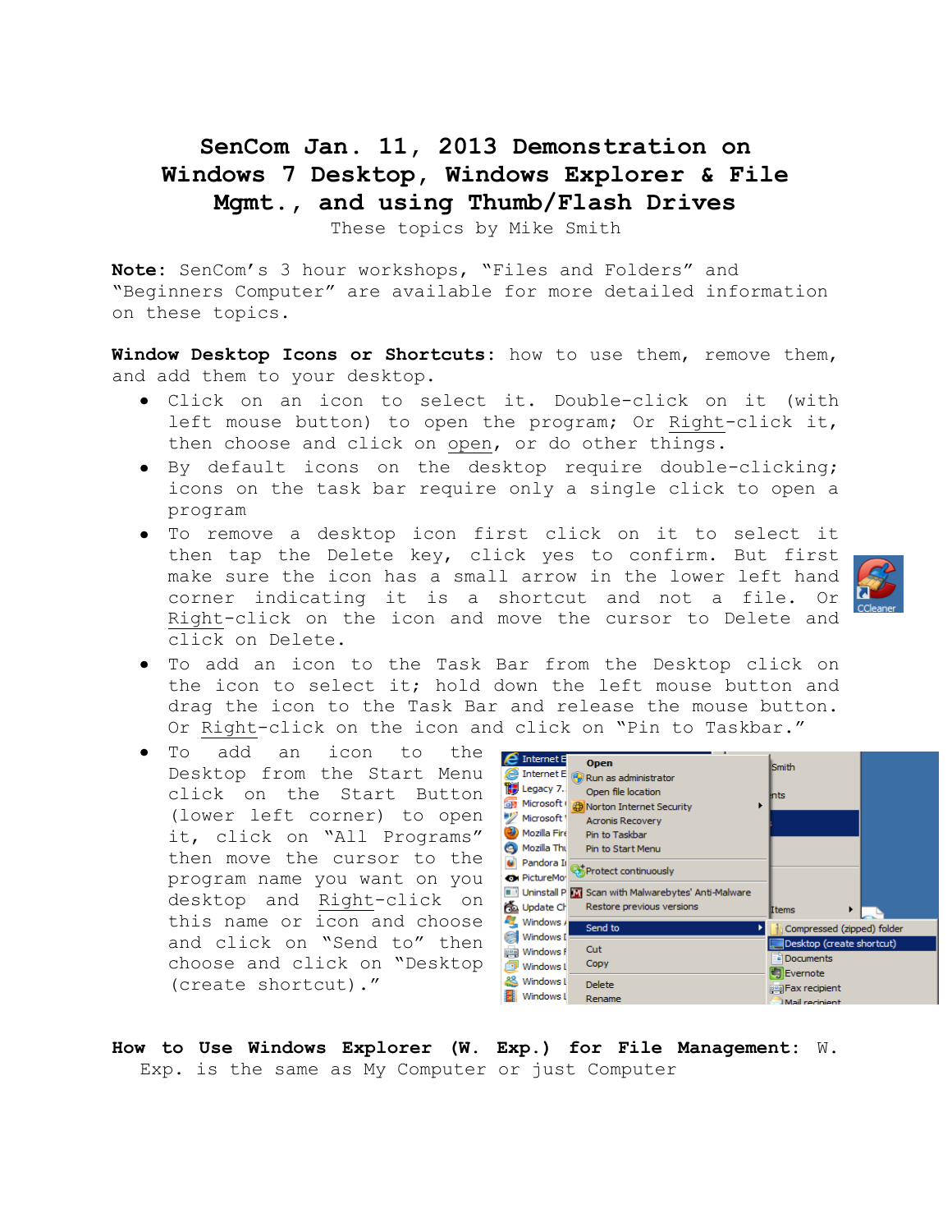# SenCom Jan. 11, 2013 Demonstration on Windows 7 Desktop, Windows Explorer & File Mgmt., and using Thumb/Flash Drives

These topics by Mike Smith

**Note:** SenCom's 3 hour workshops, "Files and Folders" and "Beginners Computer" are available for more detailed information on these topics.

**Window Desktop Icons or Shortcuts:** how to use them, remove them, and add them to your desktop.

- Click on an icon to select it. Double-click on it (with left mouse button) to open the program; Or Right-click it, then choose and click on open, or do other things.
- By default icons on the desktop require double-clicking; icons on the task bar require only a single click to open a program
- To remove a desktop icon first click on it to select it then tap the Delete key, click yes to confirm. But first make sure the icon has a small arrow in the lower left hand corner indicating it is a shortcut and not a file. Or Right-click on the icon and move the cursor to Delete and click on Delete.
- To add an icon to the Task Bar from the Desktop click on the icon to select it; hold down the left mouse button and drag the icon to the Task Bar and release the mouse button. Or Right-click on the icon and click on "Pin to Taskbar."
- To add an icon to the Desktop from the Start Menu click on the Start Button (lower left corner) to open it, click on "All Programs" then move the cursor to the program name you want on you desktop and Right-click on this name or icon and choose and click on "Send to" then choose and click on "Desktop (create shortcut)."

**How to Use Windows Explorer (W. Exp.) for File Management:** W. Exp. is the same as My Computer or just Computer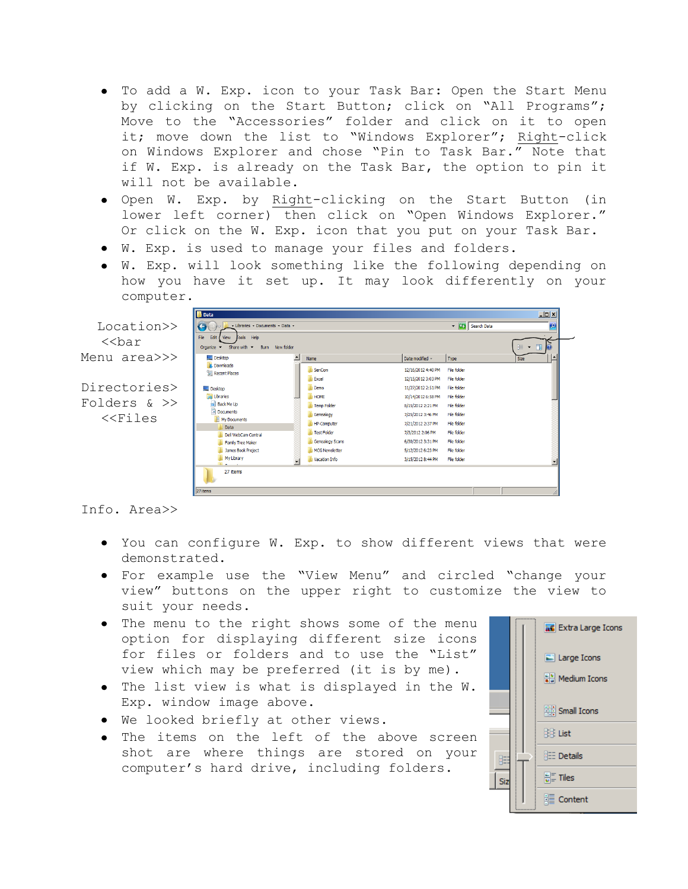- To add a W. Exp. icon to your Task Bar: Open the Start Menu by clicking on the Start Button; click on "All Programs"; Move to the "Accessories" folder and click on it to open it; move down the list to "Windows Explorer"; Right-click on Windows Explorer and chose "Pin to Task Bar." Note that if W. Exp. is already on the Task Bar, the option to pin it will not be available.
- Open W. Exp. by Right-clicking on the Start Button (in lower left corner) then click on "Open Windows Explorer." Or click on the W. Exp. icon that you put on your Task Bar.
- W. Exp. is used to manage your files and folders.
- W. Exp. will look something like the following depending on how you have it set up. It may look differently on your computer.

Location>>
<<bar
Menu area>>>

Directories>
Folders & >>
<<Files

Info. Area>>

- You can configure W. Exp. to show different views that were demonstrated.
- For example use the "View Menu" and circled "change your view" buttons on the upper right to customize the view to suit your needs.
- The menu to the right shows some of the menu option for displaying different size icons for files or folders and to use the "List" view which may be preferred (it is by me).
- The list view is what is displayed in the W. Exp. window image above.
- We looked briefly at other views.
- The items on the left of the above screen shot are where things are stored on your computer's hard drive, including folders.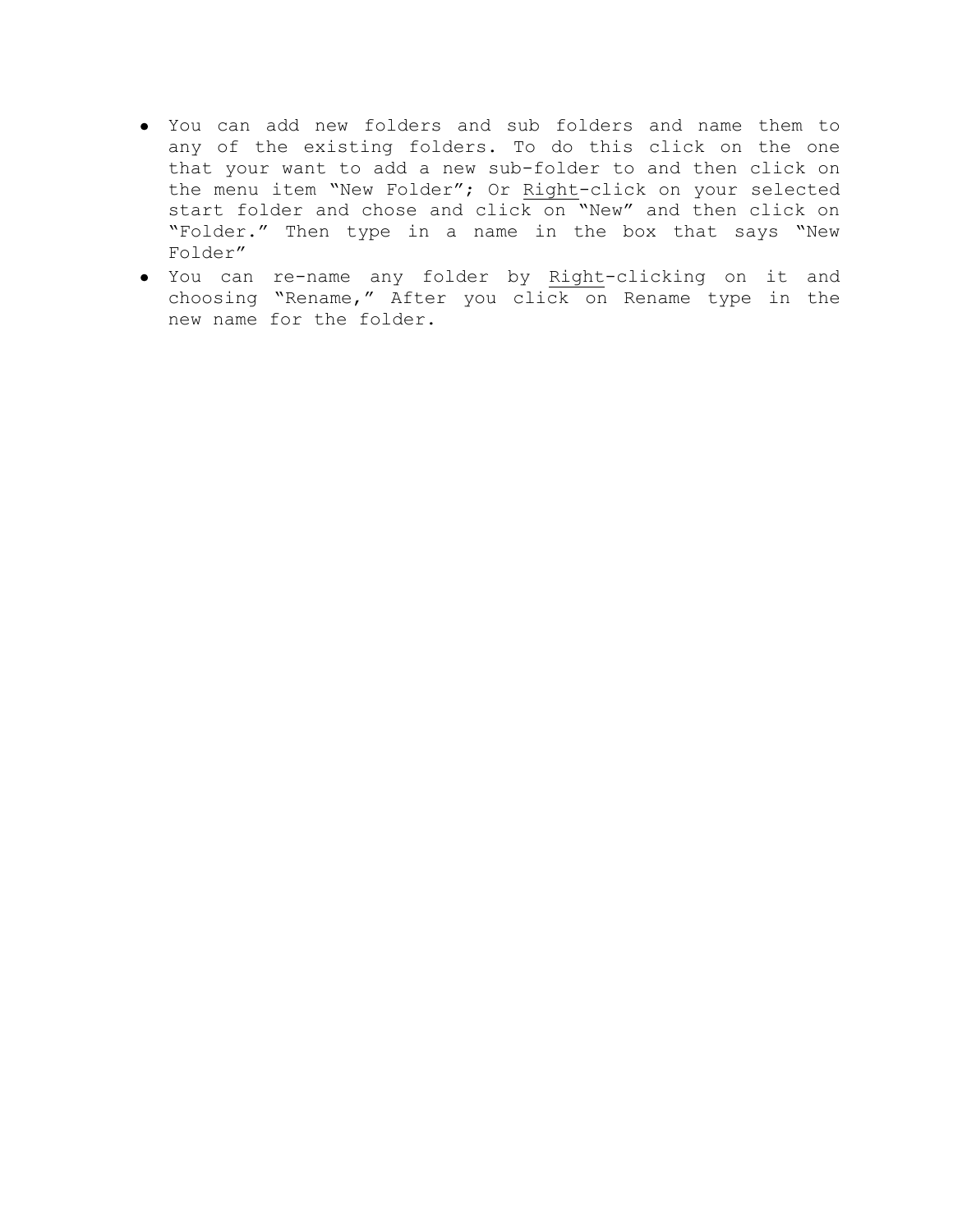- You can add new folders and sub folders and name them to any of the existing folders. To do this click on the one that your want to add a new sub-folder to and then click on the menu item "New Folder"; Or <u>Right</u>-click on your selected start folder and chose and click on "New" and then click on "Folder." Then type in a name in the box that says "New Folder"
- You can re-name any folder by <u>Right</u>-clicking on it and choosing "Rename," After you click on Rename type in the new name for the folder.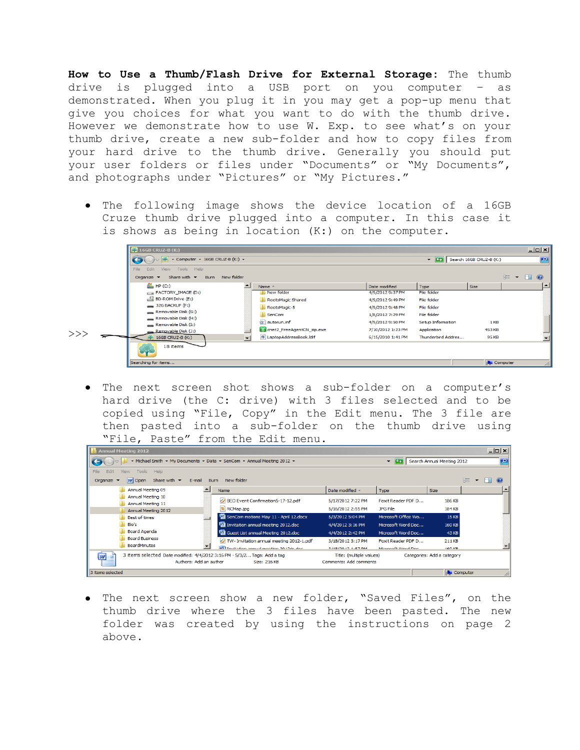**How to Use a Thumb/Flash Drive for External Storage:** The thumb drive is plugged into a USB port on you computer – as demonstrated. When you plug it in you may get a pop-up menu that give you choices for what you want to do with the thumb drive. However we demonstrate how to use W. Exp. to see what's on your thumb drive, create a new sub-folder and how to copy files from your hard drive to the thumb drive. Generally you should put your user folders or files under "Documents" or "My Documents", and photographs under "Pictures" or "My Pictures."

- The following image shows the device location of a 16GB Cruze thumb drive plugged into a computer. In this case it is shows as being in location (K:) on the computer.

>>>

- The next screen shot shows a sub-folder on a computer's hard drive (the C: drive) with 3 files selected and to be copied using "File, Copy" in the Edit menu. The 3 file are then pasted into a sub-folder on the thumb drive using "File, Paste" from the Edit menu.

- The next screen show a new folder, "Saved Files", on the thumb drive where the 3 files have been pasted. The new folder was created by using the instructions on page 2 above.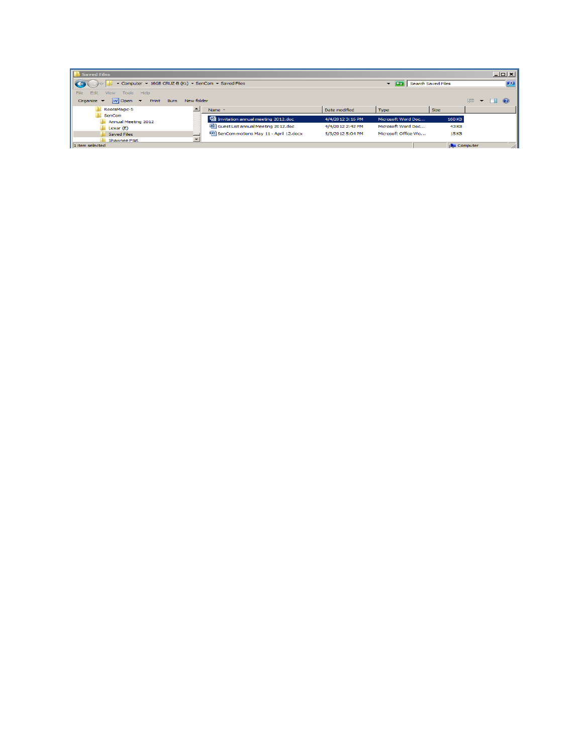Saved Files

Computer ▸ 16GB CRUZ-B (K:) ▸ SenCom ▸ Saved Files

Search Saved Files

File Edit View Tools Help

Organize ▾ Open ▾ Print Burn New folder

- RootsMagic-5
- SenCom
  - Annual Meeting 2012
  - Lexar (E)
  - Saved Files
  - Shawnee P&R

| Name | Date modified | Type | Size |
|---|---|---|---|
| Invitation annual meeting 2012.doc | 4/4/2012 3:16 PM | Microsoft Word Doc... | 160 KB |
| Guest List annual Meeting 2012.doc | 4/4/2012 2:42 PM | Microsoft Word Doc... | 43 KB |
| SenCom motions May 11 - April 12.docx | 5/3/2012 5:04 PM | Microsoft Office Wo... | 15 KB |

1 item selected

Computer